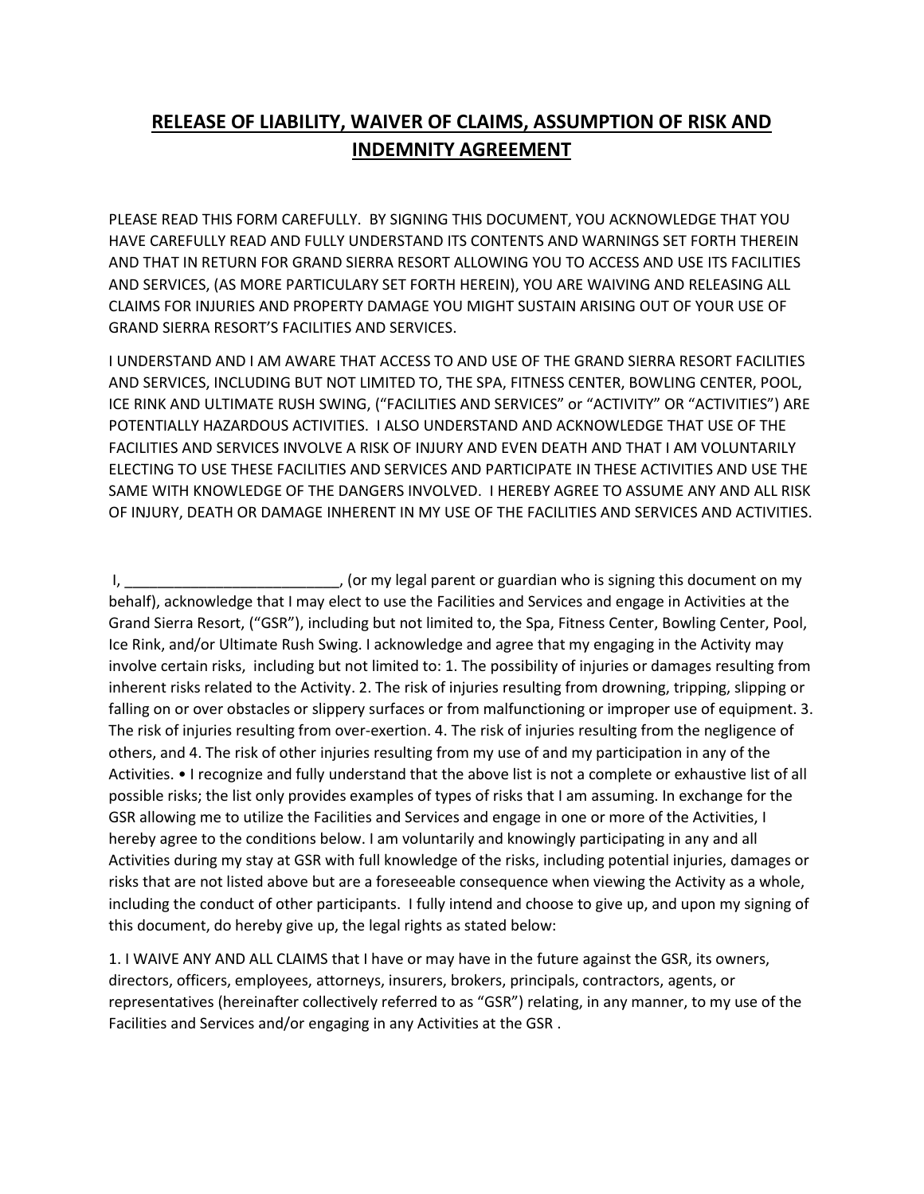# **RELEASE OF LIABILITY, WAIVER OF CLAIMS, ASSUMPTION OF RISK AND INDEMNITY AGREEMENT**

PLEASE READ THIS FORM CAREFULLY. BY SIGNING THIS DOCUMENT, YOU ACKNOWLEDGE THAT YOU HAVE CAREFULLY READ AND FULLY UNDERSTAND ITS CONTENTS AND WARNINGS SET FORTH THEREIN AND THAT IN RETURN FOR GRAND SIERRA RESORT ALLOWING YOU TO ACCESS AND USE ITS FACILITIES AND SERVICES, (AS MORE PARTICULARY SET FORTH HEREIN), YOU ARE WAIVING AND RELEASING ALL CLAIMS FOR INJURIES AND PROPERTY DAMAGE YOU MIGHT SUSTAIN ARISING OUT OF YOUR USE OF GRAND SIERRA RESORT'S FACILITIES AND SERVICES.

I UNDERSTAND AND I AM AWARE THAT ACCESS TO AND USE OF THE GRAND SIERRA RESORT FACILITIES AND SERVICES, INCLUDING BUT NOT LIMITED TO, THE SPA, FITNESS CENTER, BOWLING CENTER, POOL, ICE RINK AND ULTIMATE RUSH SWING, ("FACILITIES AND SERVICES" or "ACTIVITY" OR "ACTIVITIES") ARE POTENTIALLY HAZARDOUS ACTIVITIES. I ALSO UNDERSTAND AND ACKNOWLEDGE THAT USE OF THE FACILITIES AND SERVICES INVOLVE A RISK OF INJURY AND EVEN DEATH AND THAT I AM VOLUNTARILY ELECTING TO USE THESE FACILITIES AND SERVICES AND PARTICIPATE IN THESE ACTIVITIES AND USE THE SAME WITH KNOWLEDGE OF THE DANGERS INVOLVED. I HEREBY AGREE TO ASSUME ANY AND ALL RISK OF INJURY, DEATH OR DAMAGE INHERENT IN MY USE OF THE FACILITIES AND SERVICES AND ACTIVITIES.

I, __________________________, (or my legal parent or guardian who is signing this document on my behalf), acknowledge that I may elect to use the Facilities and Services and engage in Activities at the Grand Sierra Resort, ("GSR"), including but not limited to, the Spa, Fitness Center, Bowling Center, Pool, Ice Rink, and/or Ultimate Rush Swing. I acknowledge and agree that my engaging in the Activity may involve certain risks, including but not limited to: 1. The possibility of injuries or damages resulting from inherent risks related to the Activity. 2. The risk of injuries resulting from drowning, tripping, slipping or falling on or over obstacles or slippery surfaces or from malfunctioning or improper use of equipment. 3. The risk of injuries resulting from over-exertion. 4. The risk of injuries resulting from the negligence of others, and 4. The risk of other injuries resulting from my use of and my participation in any of the Activities. • I recognize and fully understand that the above list is not a complete or exhaustive list of all possible risks; the list only provides examples of types of risks that I am assuming. In exchange for the GSR allowing me to utilize the Facilities and Services and engage in one or more of the Activities, I hereby agree to the conditions below. I am voluntarily and knowingly participating in any and all Activities during my stay at GSR with full knowledge of the risks, including potential injuries, damages or risks that are not listed above but are a foreseeable consequence when viewing the Activity as a whole, including the conduct of other participants. I fully intend and choose to give up, and upon my signing of this document, do hereby give up, the legal rights as stated below:

1. I WAIVE ANY AND ALL CLAIMS that I have or may have in the future against the GSR, its owners, directors, officers, employees, attorneys, insurers, brokers, principals, contractors, agents, or representatives (hereinafter collectively referred to as "GSR") relating, in any manner, to my use of the Facilities and Services and/or engaging in any Activities at the GSR .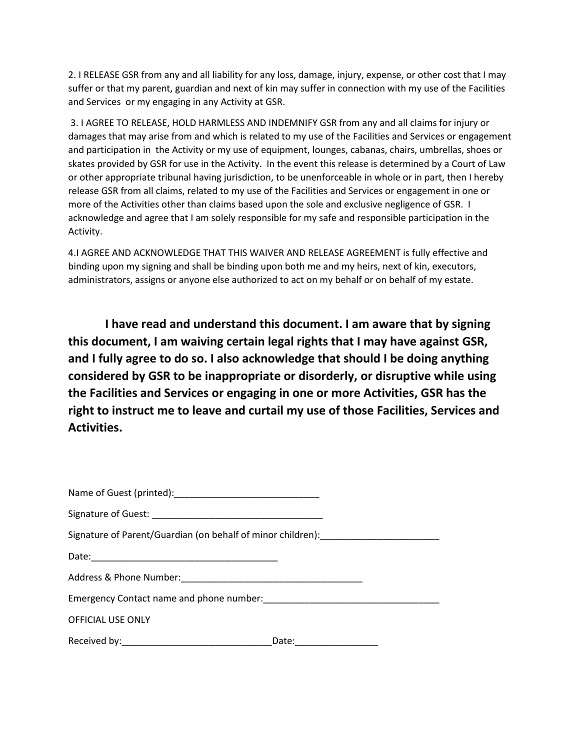2. I RELEASE GSR from any and all liability for any loss, damage, injury, expense, or other cost that I may suffer or that my parent, guardian and next of kin may suffer in connection with my use of the Facilities and Services or my engaging in any Activity at GSR.

3. I AGREE TO RELEASE, HOLD HARMLESS AND INDEMNIFY GSR from any and all claims for injury or damages that may arise from and which is related to my use of the Facilities and Services or engagement and participation in the Activity or my use of equipment, lounges, cabanas, chairs, umbrellas, shoes or skates provided by GSR for use in the Activity. In the event this release is determined by a Court of Law or other appropriate tribunal having jurisdiction, to be unenforceable in whole or in part, then I hereby release GSR from all claims, related to my use of the Facilities and Services or engagement in one or more of the Activities other than claims based upon the sole and exclusive negligence of GSR. I acknowledge and agree that I am solely responsible for my safe and responsible participation in the Activity.

4.I AGREE AND ACKNOWLEDGE THAT THIS WAIVER AND RELEASE AGREEMENT is fully effective and binding upon my signing and shall be binding upon both me and my heirs, next of kin, executors, administrators, assigns or anyone else authorized to act on my behalf or on behalf of my estate.

**I have read and understand this document. I am aware that by signing this document, I am waiving certain legal rights that I may have against GSR, and I fully agree to do so. I also acknowledge that should I be doing anything considered by GSR to be inappropriate or disorderly, or disruptive while using the Facilities and Services or engaging in one or more Activities, GSR has the right to instruct me to leave and curtail my use of those Facilities, Services and Activities.**

Name of Guest (printed):____________________________

Signature of Guest: _________________________________

Signature of Parent/Guardian (on behalf of minor children):_______________________

Date:____________________________________

Address & Phone Number:___________________________________

Emergency Contact name and phone number:__________________________________

OFFICIAL USE ONLY

Received by:_____________________________Date:________________